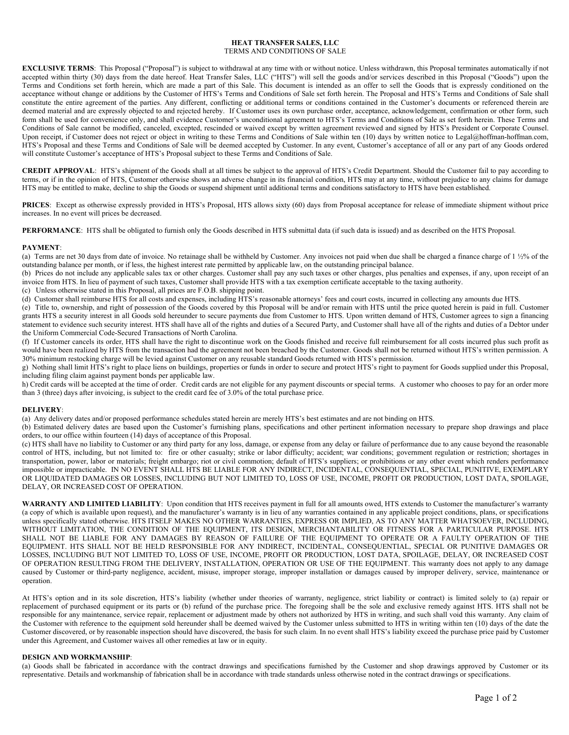# HEAT TRANSFER SALES, LLC

TERMS AND CONDITIONS OF SALE

**EXCLUSIVE TERMS**: This Proposal ("Proposal") is subject to withdrawal at any time with or without notice. Unless withdrawn, this Proposal terminates automatically if not accepted within thirty (30) days from the date hereof. Heat Transfer Sales, LLC ("HTS") will sell the goods and/or services described in this Proposal ("Goods") upon the Terms and Conditions set forth herein, which are made a part of this Sale. This document is intended as an offer to sell the Goods that is expressly conditioned on the acceptance without change or additions by the Customer of HTS's Terms and Conditions of Sale set forth herein. The Proposal and HTS's Terms and Conditions of Sale shall constitute the entire agreement of the parties. Any different, conflicting or additional terms or conditions contained in the Customer's documents or referenced therein are deemed material and are expressly objected to and rejected hereby. If Customer uses its own purchase order, acceptance, acknowledgement, confirmation or other form, such form shall be used for convenience only, and shall evidence Customer's unconditional agreement to HTS's Terms and Conditions of Sale as set forth herein. These Terms and Conditions of Sale cannot be modified, canceled, excepted, rescinded or waived except by written agreement reviewed and signed by HTS's President or Corporate Counsel. Upon receipt, if Customer does not reject or object in writing to these Terms and Conditions of Sale within ten (10) days by written notice to Legal@hoffman-hoffman.com, HTS's Proposal and these Terms and Conditions of Sale will be deemed accepted by Customer. In any event, Customer's acceptance of all or any part of any Goods ordered will constitute Customer's acceptance of HTS's Proposal subject to these Terms and Conditions of Sale.

**CREDIT APPROVAL**: HTS's shipment of the Goods shall at all times be subject to the approval of HTS's Credit Department. Should the Customer fail to pay according to terms, or if in the opinion of HTS, Customer otherwise shows an adverse change in its financial condition, HTS may at any time, without prejudice to any claims for damage HTS may be entitled to make, decline to ship the Goods or suspend shipment until additional terms and conditions satisfactory to HTS have been established.

**PRICES**: Except as otherwise expressly provided in HTS's Proposal, HTS allows sixty (60) days from Proposal acceptance for release of immediate shipment without price increases. In no event will prices be decreased.

**PERFORMANCE**: HTS shall be obligated to furnish only the Goods described in HTS submittal data (if such data is issued) and as described on the HTS Proposal.

**PAYMENT**:

(a) Terms are net 30 days from date of invoice. No retainage shall be withheld by Customer. Any invoices not paid when due shall be charged a finance charge of 1 ½% of the outstanding balance per month, or if less, the highest interest rate permitted by applicable law, on the outstanding principal balance.

(b) Prices do not include any applicable sales tax or other charges. Customer shall pay any such taxes or other charges, plus penalties and expenses, if any, upon receipt of an invoice from HTS. In lieu of payment of such taxes, Customer shall provide HTS with a tax exemption certificate acceptable to the taxing authority.

(c) Unless otherwise stated in this Proposal, all prices are F.O.B. shipping point.

(d) Customer shall reimburse HTS for all costs and expenses, including HTS's reasonable attorneys' fees and court costs, incurred in collecting any amounts due HTS.

(e) Title to, ownership, and right of possession of the Goods covered by this Proposal will be and/or remain with HTS until the price quoted herein is paid in full. Customer grants HTS a security interest in all Goods sold hereunder to secure payments due from Customer to HTS. Upon written demand of HTS, Customer agrees to sign a financing statement to evidence such security interest. HTS shall have all of the rights and duties of a Secured Party, and Customer shall have all of the rights and duties of a Debtor under the Uniform Commercial Code-Secured Transactions of North Carolina.

(f) If Customer cancels its order, HTS shall have the right to discontinue work on the Goods finished and receive full reimbursement for all costs incurred plus such profit as would have been realized by HTS from the transaction had the agreement not been breached by the Customer. Goods shall not be returned without HTS's written permission. A 30% minimum restocking charge will be levied against Customer on any reusable standard Goods returned with HTS's permission.

g) Nothing shall limit HTS's right to place liens on buildings, properties or funds in order to secure and protect HTS's right to payment for Goods supplied under this Proposal, including filing claim against payment bonds per applicable law.

h) Credit cards will be accepted at the time of order. Credit cards are not eligible for any payment discounts or special terms. A customer who chooses to pay for an order more than 3 (three) days after invoicing, is subject to the credit card fee of 3.0% of the total purchase price.

**DELIVERY**:

(a) Any delivery dates and/or proposed performance schedules stated herein are merely HTS's best estimates and are not binding on HTS.

(b) Estimated delivery dates are based upon the Customer's furnishing plans, specifications and other pertinent information necessary to prepare shop drawings and place orders, to our office within fourteen (14) days of acceptance of this Proposal.

(c) HTS shall have no liability to Customer or any third party for any loss, damage, or expense from any delay or failure of performance due to any cause beyond the reasonable control of HTS, including, but not limited to: fire or other casualty; strike or labor difficulty; accident; war conditions; government regulation or restriction; shortages in transportation, power, labor or materials; freight embargo; riot or civil commotion; default of HTS's suppliers; or prohibitions or any other event which renders performance impossible or impracticable. IN NO EVENT SHALL HTS BE LIABLE FOR ANY INDIRECT, INCIDENTAL, CONSEQUENTIAL, SPECIAL, PUNITIVE, EXEMPLARY OR LIQUIDATED DAMAGES OR LOSSES, INCLUDING BUT NOT LIMITED TO, LOSS OF USE, INCOME, PROFIT OR PRODUCTION, LOST DATA, SPOILAGE, DELAY, OR INCREASED COST OF OPERATION.

**WARRANTY AND LIMITED LIABILITY**: Upon condition that HTS receives payment in full for all amounts owed, HTS extends to Customer the manufacturer's warranty (a copy of which is available upon request), and the manufacturer's warranty is in lieu of any warranties contained in any applicable project conditions, plans, or specifications unless specifically stated otherwise. HTS ITSELF MAKES NO OTHER WARRANTIES, EXPRESS OR IMPLIED, AS TO ANY MATTER WHATSOEVER, INCLUDING, WITHOUT LIMITATION, THE CONDITION OF THE EQUIPMENT, ITS DESIGN, MERCHANTABILITY OR FITNESS FOR A PARTICULAR PURPOSE. HTS SHALL NOT BE LIABLE FOR ANY DAMAGES BY REASON OF FAILURE OF THE EQUIPMENT TO OPERATE OR A FAULTY OPERATION OF THE EQUIPMENT. HTS SHALL NOT BE HELD RESPONSIBLE FOR ANY INDIRECT, INCIDENTAL, CONSEQUENTIAL, SPECIAL OR PUNITIVE DAMAGES OR LOSSES, INCLUDING BUT NOT LIMITED TO, LOSS OF USE, INCOME, PROFIT OR PRODUCTION, LOST DATA, SPOILAGE, DELAY, OR INCREASED COST OF OPERATION RESULTING FROM THE DELIVERY, INSTALLATION, OPERATION OR USE OF THE EQUIPMENT. This warranty does not apply to any damage caused by Customer or third-party negligence, accident, misuse, improper storage, improper installation or damages caused by improper delivery, service, maintenance or operation.

At HTS's option and in its sole discretion, HTS's liability (whether under theories of warranty, negligence, strict liability or contract) is limited solely to (a) repair or replacement of purchased equipment or its parts or (b) refund of the purchase price. The foregoing shall be the sole and exclusive remedy against HTS. HTS shall not be responsible for any maintenance, service repair, replacement or adjustment made by others not authorized by HTS in writing, and such shall void this warranty. Any claim of the Customer with reference to the equipment sold hereunder shall be deemed waived by the Customer unless submitted to HTS in writing within ten (10) days of the date the Customer discovered, or by reasonable inspection should have discovered, the basis for such claim. In no event shall HTS's liability exceed the purchase price paid by Customer under this Agreement, and Customer waives all other remedies at law or in equity.

**DESIGN AND WORKMANSHIP**:

(a) Goods shall be fabricated in accordance with the contract drawings and specifications furnished by the Customer and shop drawings approved by Customer or its representative. Details and workmanship of fabrication shall be in accordance with trade standards unless otherwise noted in the contract drawings or specifications.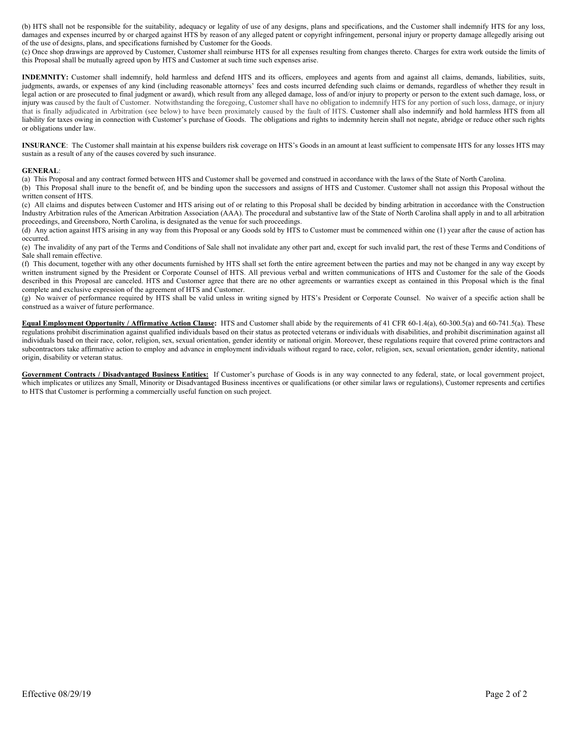(b) HTS shall not be responsible for the suitability, adequacy or legality of use of any designs, plans and specifications, and the Customer shall indemnify HTS for any loss, damages and expenses incurred by or charged against HTS by reason of any alleged patent or copyright infringement, personal injury or property damage allegedly arising out of the use of designs, plans, and specifications furnished by Customer for the Goods.

(c) Once shop drawings are approved by Customer, Customer shall reimburse HTS for all expenses resulting from changes thereto. Charges for extra work outside the limits of this Proposal shall be mutually agreed upon by HTS and Customer at such time such expenses arise.

**INDEMNITY:** Customer shall indemnify, hold harmless and defend HTS and its officers, employees and agents from and against all claims, demands, liabilities, suits, judgments, awards, or expenses of any kind (including reasonable attorneys' fees and costs incurred defending such claims or demands, regardless of whether they result in legal action or are prosecuted to final judgment or award), which result from any alleged damage, loss of and/or injury to property or person to the extent such damage, loss, or injury was caused by the fault of Customer. Notwithstanding the foregoing, Customer shall have no obligation to indemnify HTS for any portion of such loss, damage, or injury that is finally adjudicated in Arbitration (see below) to have been proximately caused by the fault of HTS. Customer shall also indemnify and hold harmless HTS from all liability for taxes owing in connection with Customer's purchase of Goods. The obligations and rights to indemnity herein shall not negate, abridge or reduce other such rights or obligations under law.

**INSURANCE**: The Customer shall maintain at his expense builders risk coverage on HTS's Goods in an amount at least sufficient to compensate HTS for any losses HTS may sustain as a result of any of the causes covered by such insurance.

**GENERAL**:

(a) This Proposal and any contract formed between HTS and Customer shall be governed and construed in accordance with the laws of the State of North Carolina.

(b) This Proposal shall inure to the benefit of, and be binding upon the successors and assigns of HTS and Customer. Customer shall not assign this Proposal without the written consent of HTS.

(c) All claims and disputes between Customer and HTS arising out of or relating to this Proposal shall be decided by binding arbitration in accordance with the Construction Industry Arbitration rules of the American Arbitration Association (AAA). The procedural and substantive law of the State of North Carolina shall apply in and to all arbitration proceedings, and Greensboro, North Carolina, is designated as the venue for such proceedings.

(d) Any action against HTS arising in any way from this Proposal or any Goods sold by HTS to Customer must be commenced within one (1) year after the cause of action has occurred.

(e) The invalidity of any part of the Terms and Conditions of Sale shall not invalidate any other part and, except for such invalid part, the rest of these Terms and Conditions of Sale shall remain effective.

(f) This document, together with any other documents furnished by HTS shall set forth the entire agreement between the parties and may not be changed in any way except by written instrument signed by the President or Corporate Counsel of HTS. All previous verbal and written communications of HTS and Customer for the sale of the Goods described in this Proposal are canceled. HTS and Customer agree that there are no other agreements or warranties except as contained in this Proposal which is the final complete and exclusive expression of the agreement of HTS and Customer.

(g) No waiver of performance required by HTS shall be valid unless in writing signed by HTS's President or Corporate Counsel. No waiver of a specific action shall be construed as a waiver of future performance.

**Equal Employment Opportunity / Affirmative Action Clause:** HTS and Customer shall abide by the requirements of 41 CFR 60-1.4(a), 60-300.5(a) and 60-741.5(a). These regulations prohibit discrimination against qualified individuals based on their status as protected veterans or individuals with disabilities, and prohibit discrimination against all individuals based on their race, color, religion, sex, sexual orientation, gender identity or national origin. Moreover, these regulations require that covered prime contractors and subcontractors take affirmative action to employ and advance in employment individuals without regard to race, color, religion, sex, sexual orientation, gender identity, national origin, disability or veteran status.

**Government Contracts / Disadvantaged Business Entities:** If Customer's purchase of Goods is in any way connected to any federal, state, or local government project, which implicates or utilizes any Small, Minority or Disadvantaged Business incentives or qualifications (or other similar laws or regulations), Customer represents and certifies to HTS that Customer is performing a commercially useful function on such project.

Effective 08/29/19